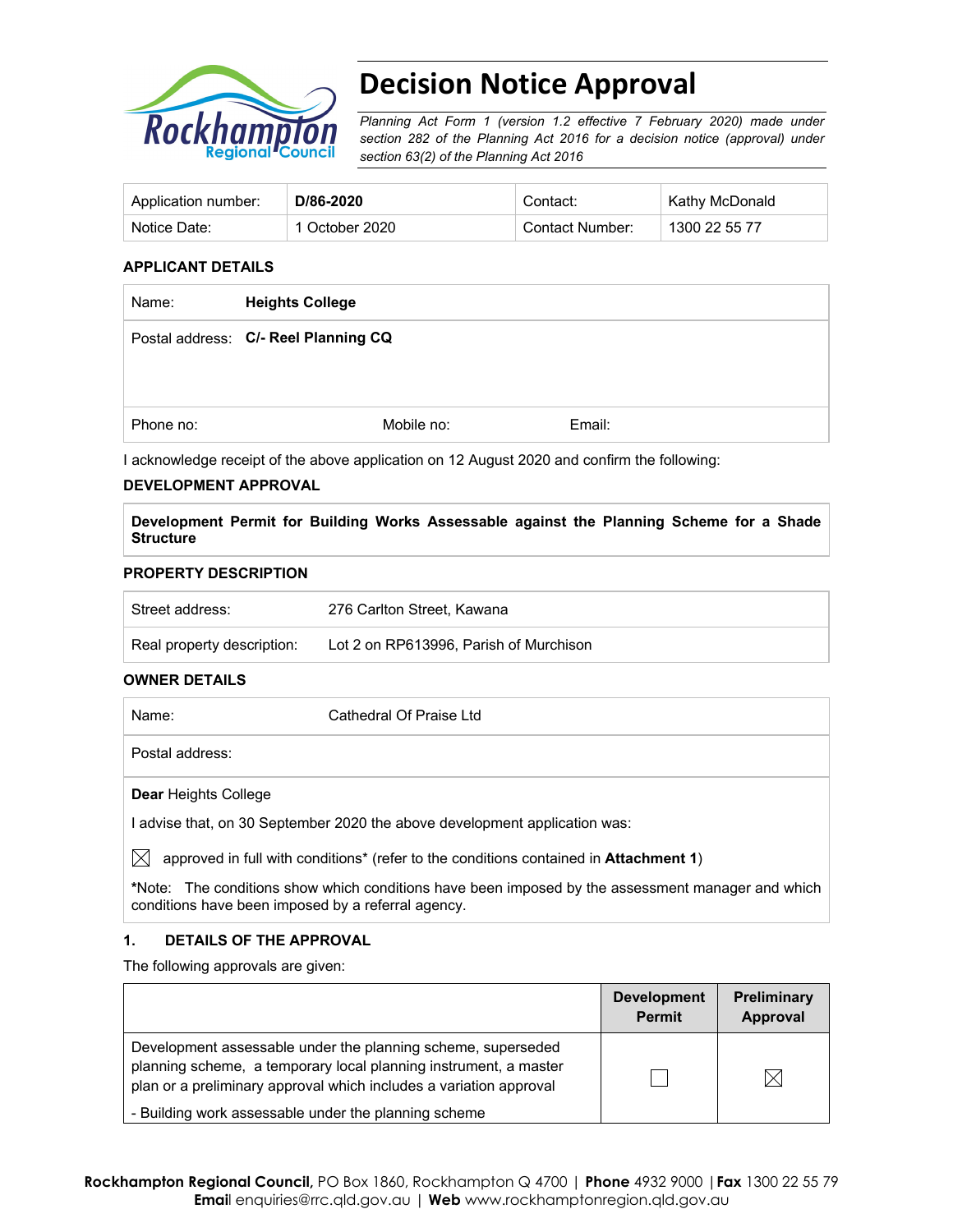# Decision Notice Approval

*Planning Act Form 1 (version 1.2 effective 7 February 2020) made under section 282 of the Planning Act 2016 for a decision notice (approval) under section 63(2) of the Planning Act 2016*

| Application number: | **D/86-2020** | Contact: | Kathy McDonald |
|---|---|---|---|
| Notice Date: | 1 October 2020 | Contact Number: | 1300 22 55 77 |

### APPLICANT DETAILS

| Name: | **Heights College** | |
|---|---|---|
| Postal address: | **C/- Reel Planning CQ** | |
| Phone no: | Mobile no: | Email: |

I acknowledge receipt of the above application on 12 August 2020 and confirm the following:

### DEVELOPMENT APPROVAL

**Development Permit for Building Works Assessable against the Planning Scheme for a Shade Structure**

### PROPERTY DESCRIPTION

| Street address: | 276 Carlton Street, Kawana |
|---|---|
| Real property description: | Lot 2 on RP613996, Parish of Murchison |

### OWNER DETAILS

| Name: | Cathedral Of Praise Ltd |
|---|---|
| Postal address: | |

**Dear** Heights College

I advise that, on 30 September 2020 the above development application was:

☒ approved in full with conditions* (refer to the conditions contained in **Attachment 1**)

***Note:** The conditions show which conditions have been imposed by the assessment manager and which conditions have been imposed by a referral agency.

### 1. DETAILS OF THE APPROVAL

The following approvals are given:

| | **Development Permit** | **Preliminary Approval** |
|---|---|---|
| Development assessable under the planning scheme, superseded planning scheme, a temporary local planning instrument, a master plan or a preliminary approval which includes a variation approval<br>- Building work assessable under the planning scheme | ☐ | ☒ |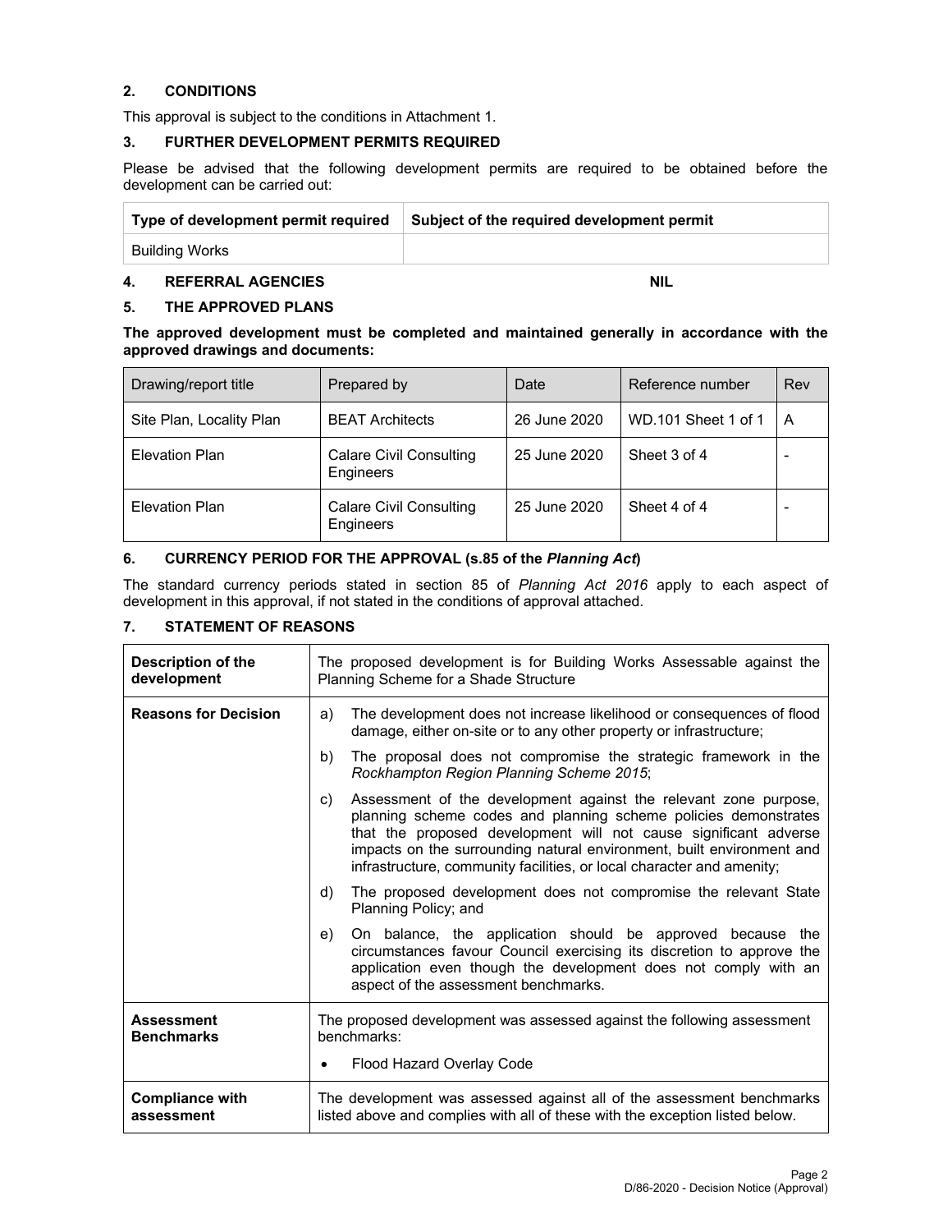## 2. CONDITIONS

This approval is subject to the conditions in Attachment 1.

## 3. FURTHER DEVELOPMENT PERMITS REQUIRED

Please be advised that the following development permits are required to be obtained before the development can be carried out:

| Type of development permit required | Subject of the required development permit |
|---|---|
| Building Works | |

## 4. REFERRAL AGENCIES **NIL**

## 5. THE APPROVED PLANS

**The approved development must be completed and maintained generally in accordance with the approved drawings and documents:**

| Drawing/report title | Prepared by | Date | Reference number | Rev |
|---|---|---|---|---|
| Site Plan, Locality Plan | BEAT Architects | 26 June 2020 | WD.101 Sheet 1 of 1 | A |
| Elevation Plan | Calare Civil Consulting Engineers | 25 June 2020 | Sheet 3 of 4 | - |
| Elevation Plan | Calare Civil Consulting Engineers | 25 June 2020 | Sheet 4 of 4 | - |

## 6. CURRENCY PERIOD FOR THE APPROVAL (s.85 of the *Planning Act*)

The standard currency periods stated in section 85 of *Planning Act 2016* apply to each aspect of development in this approval, if not stated in the conditions of approval attached.

## 7. STATEMENT OF REASONS

| **Description of the development** | The proposed development is for Building Works Assessable against the Planning Scheme for a Shade Structure |
|---|---|
| **Reasons for Decision** | a) The development does not increase likelihood or consequences of flood damage, either on-site or to any other property or infrastructure; b) The proposal does not compromise the strategic framework in the *Rockhampton Region Planning Scheme 2015*; c) Assessment of the development against the relevant zone purpose, planning scheme codes and planning scheme policies demonstrates that the proposed development will not cause significant adverse impacts on the surrounding natural environment, built environment and infrastructure, community facilities, or local character and amenity; d) The proposed development does not compromise the relevant State Planning Policy; and e) On balance, the application should be approved because the circumstances favour Council exercising its discretion to approve the application even though the development does not comply with an aspect of the assessment benchmarks. |
| **Assessment Benchmarks** | The proposed development was assessed against the following assessment benchmarks: • Flood Hazard Overlay Code |
| **Compliance with assessment** | The development was assessed against all of the assessment benchmarks listed above and complies with all of these with the exception listed below. |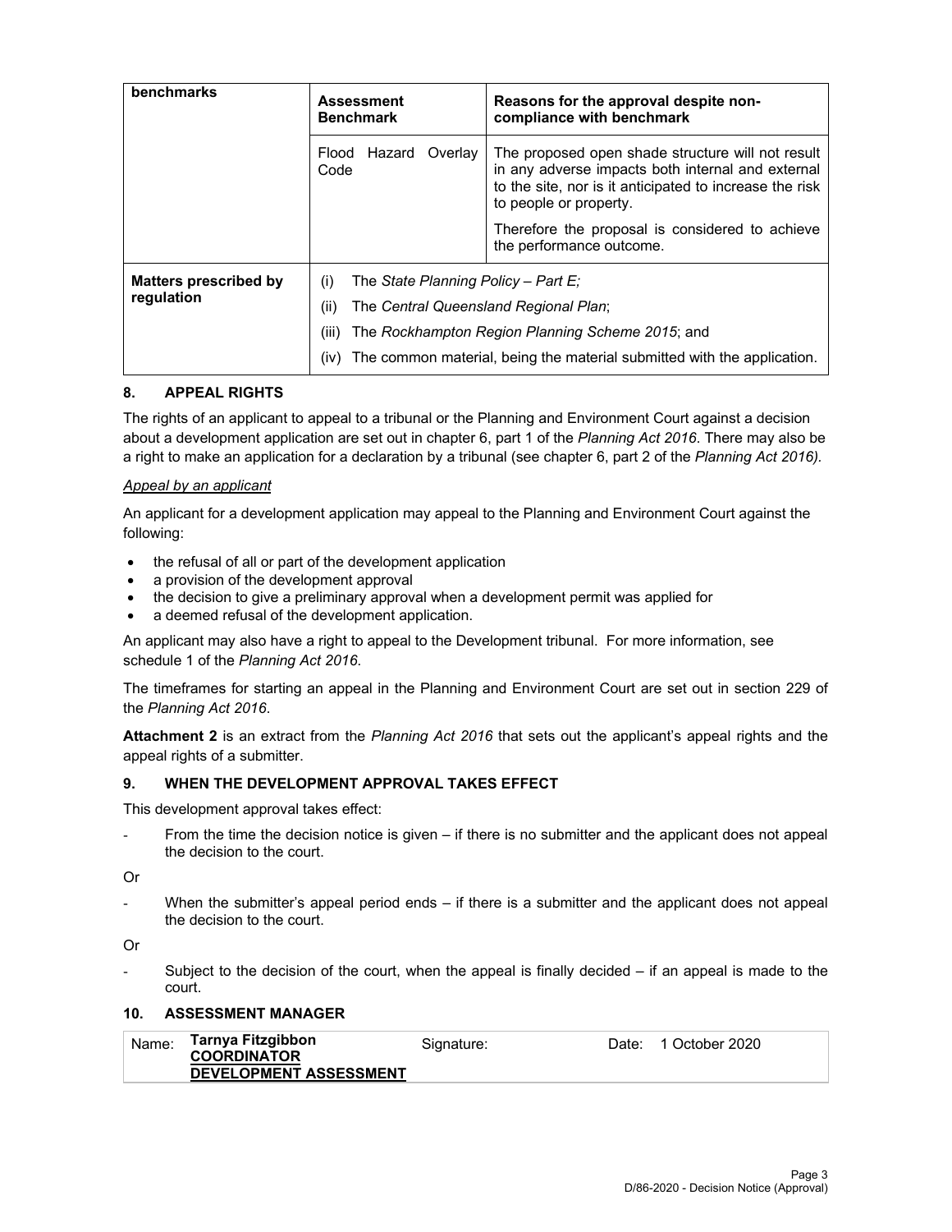| benchmarks | Assessment Benchmark | Reasons for the approval despite non-compliance with benchmark |
|---|---|---|
| | Flood Hazard Overlay Code | The proposed open shade structure will not result in any adverse impacts both internal and external to the site, nor is it anticipated to increase the risk to people or property.<br><br>Therefore the proposal is considered to achieve the performance outcome. |
| **Matters prescribed by regulation** | (i) The *State Planning Policy – Part E;*<br>(ii) The *Central Queensland Regional Plan*;<br>(iii) The *Rockhampton Region Planning Scheme 2015*; and<br>(iv) The common material, being the material submitted with the application. | |

## 8. APPEAL RIGHTS

The rights of an applicant to appeal to a tribunal or the Planning and Environment Court against a decision about a development application are set out in chapter 6, part 1 of the *Planning Act 2016*. There may also be a right to make an application for a declaration by a tribunal (see chapter 6, part 2 of the *Planning Act 2016).*

*Appeal by an applicant*

An applicant for a development application may appeal to the Planning and Environment Court against the following:

- the refusal of all or part of the development application
- a provision of the development approval
- the decision to give a preliminary approval when a development permit was applied for
- a deemed refusal of the development application.

An applicant may also have a right to appeal to the Development tribunal. For more information, see schedule 1 of the *Planning Act 2016*.

The timeframes for starting an appeal in the Planning and Environment Court are set out in section 229 of the *Planning Act 2016*.

**Attachment 2** is an extract from the *Planning Act 2016* that sets out the applicant's appeal rights and the appeal rights of a submitter.

## 9. WHEN THE DEVELOPMENT APPROVAL TAKES EFFECT

This development approval takes effect:

- From the time the decision notice is given – if there is no submitter and the applicant does not appeal the decision to the court.

Or

- When the submitter's appeal period ends – if there is a submitter and the applicant does not appeal the decision to the court.

Or

- Subject to the decision of the court, when the appeal is finally decided – if an appeal is made to the court.

## 10. ASSESSMENT MANAGER

| Name: | **Tarnya Fitzgibbon**<br>**COORDINATOR**<br>**DEVELOPMENT ASSESSMENT** | Signature: | | Date: | 1 October 2020 |
|---|---|---|---|---|---|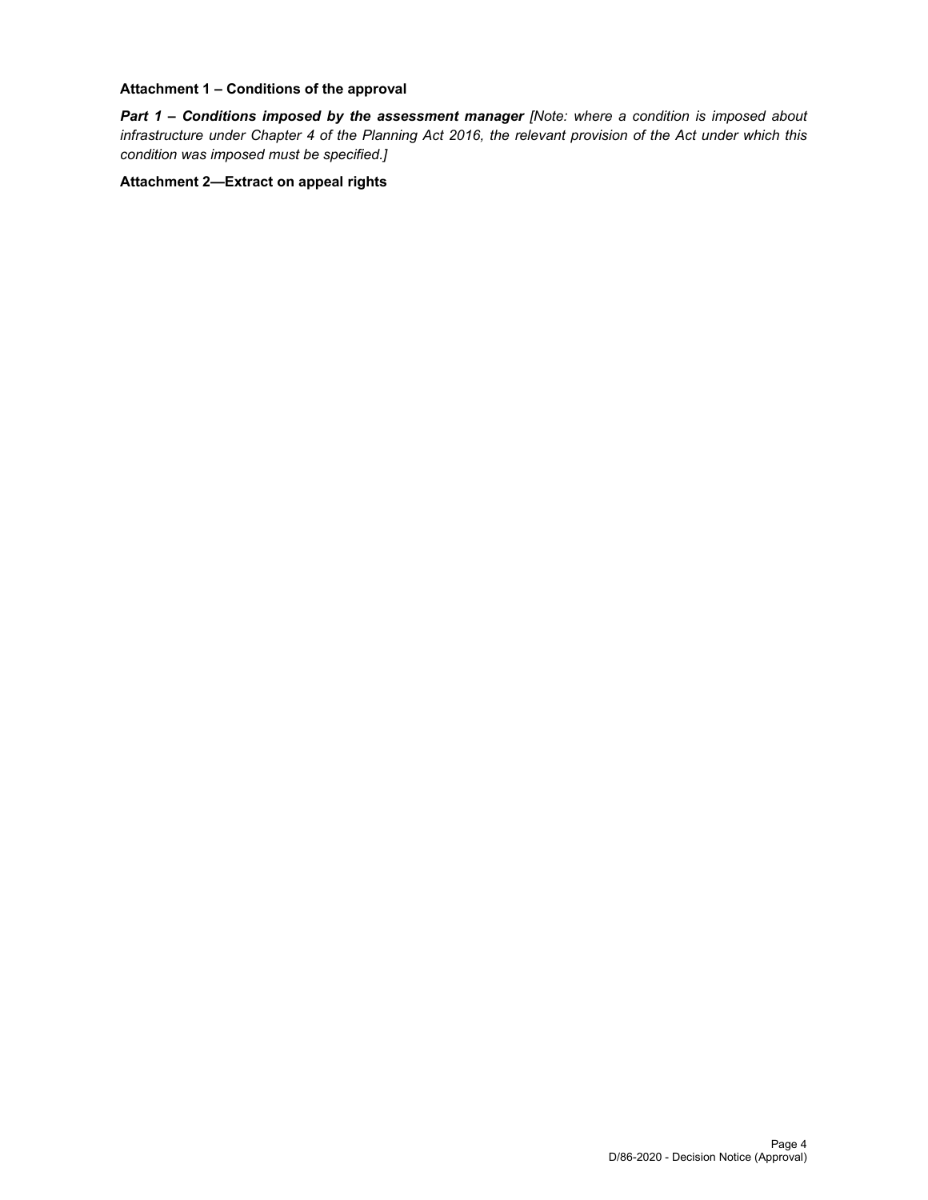**Attachment 1 – Conditions of the approval**

***Part 1 – Conditions imposed by the assessment manager*** *[Note: where a condition is imposed about infrastructure under Chapter 4 of the Planning Act 2016, the relevant provision of the Act under which this condition was imposed must be specified.]*

**Attachment 2—Extract on appeal rights**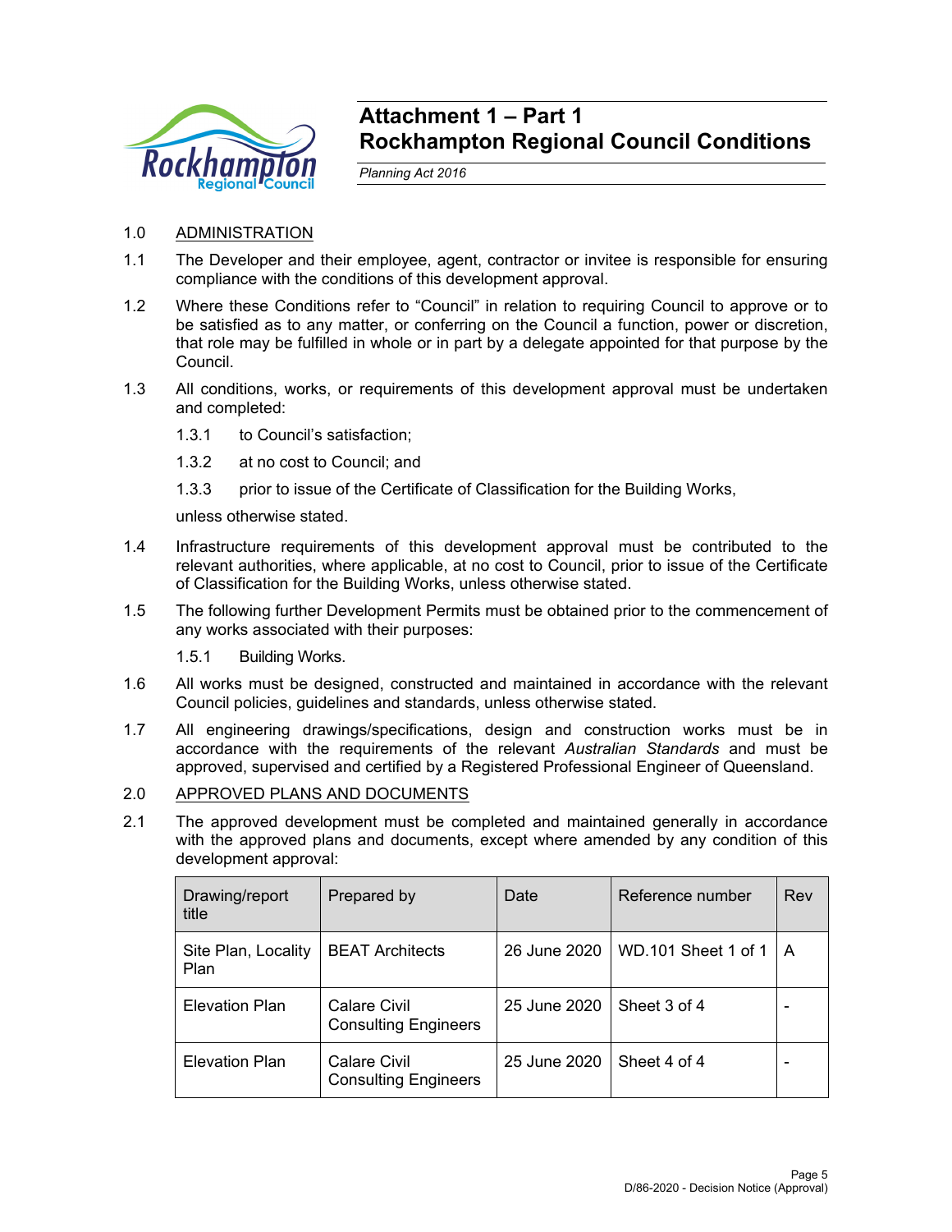# Attachment 1 – Part 1
# Rockhampton Regional Council Conditions

*Planning Act 2016*

1.0 ADMINISTRATION

1.1 The Developer and their employee, agent, contractor or invitee is responsible for ensuring compliance with the conditions of this development approval.

1.2 Where these Conditions refer to "Council" in relation to requiring Council to approve or to be satisfied as to any matter, or conferring on the Council a function, power or discretion, that role may be fulfilled in whole or in part by a delegate appointed for that purpose by the Council.

1.3 All conditions, works, or requirements of this development approval must be undertaken and completed:

1.3.1 to Council's satisfaction;

1.3.2 at no cost to Council; and

1.3.3 prior to issue of the Certificate of Classification for the Building Works,

unless otherwise stated.

1.4 Infrastructure requirements of this development approval must be contributed to the relevant authorities, where applicable, at no cost to Council, prior to issue of the Certificate of Classification for the Building Works, unless otherwise stated.

1.5 The following further Development Permits must be obtained prior to the commencement of any works associated with their purposes:

1.5.1 Building Works.

1.6 All works must be designed, constructed and maintained in accordance with the relevant Council policies, guidelines and standards, unless otherwise stated.

1.7 All engineering drawings/specifications, design and construction works must be in accordance with the requirements of the relevant *Australian Standards* and must be approved, supervised and certified by a Registered Professional Engineer of Queensland.

2.0 APPROVED PLANS AND DOCUMENTS

2.1 The approved development must be completed and maintained generally in accordance with the approved plans and documents, except where amended by any condition of this development approval:

| Drawing/report title | Prepared by | Date | Reference number | Rev |
|---|---|---|---|---|
| Site Plan, Locality Plan | BEAT Architects | 26 June 2020 | WD.101 Sheet 1 of 1 | A |
| Elevation Plan | Calare Civil Consulting Engineers | 25 June 2020 | Sheet 3 of 4 | - |
| Elevation Plan | Calare Civil Consulting Engineers | 25 June 2020 | Sheet 4 of 4 | - |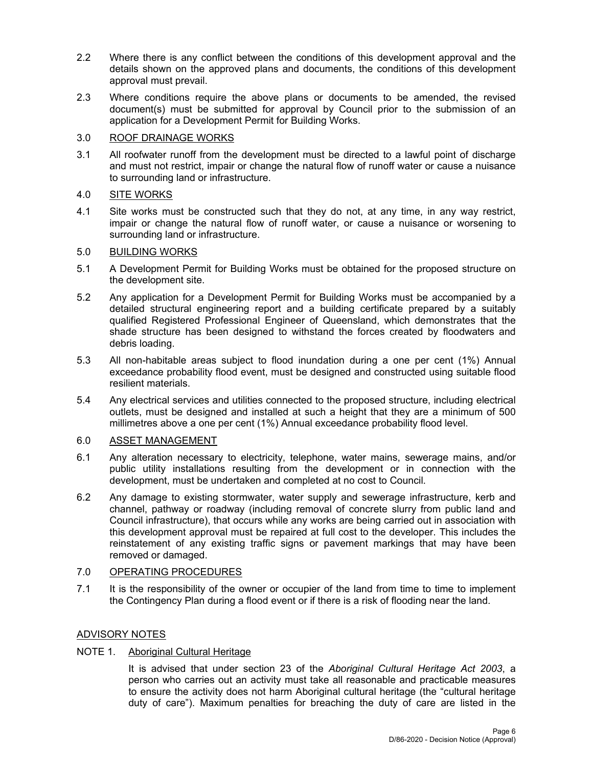2.2 Where there is any conflict between the conditions of this development approval and the details shown on the approved plans and documents, the conditions of this development approval must prevail.

2.3 Where conditions require the above plans or documents to be amended, the revised document(s) must be submitted for approval by Council prior to the submission of an application for a Development Permit for Building Works.

3.0 ROOF DRAINAGE WORKS

3.1 All roofwater runoff from the development must be directed to a lawful point of discharge and must not restrict, impair or change the natural flow of runoff water or cause a nuisance to surrounding land or infrastructure.

4.0 SITE WORKS

4.1 Site works must be constructed such that they do not, at any time, in any way restrict, impair or change the natural flow of runoff water, or cause a nuisance or worsening to surrounding land or infrastructure.

5.0 BUILDING WORKS

5.1 A Development Permit for Building Works must be obtained for the proposed structure on the development site.

5.2 Any application for a Development Permit for Building Works must be accompanied by a detailed structural engineering report and a building certificate prepared by a suitably qualified Registered Professional Engineer of Queensland, which demonstrates that the shade structure has been designed to withstand the forces created by floodwaters and debris loading.

5.3 All non-habitable areas subject to flood inundation during a one per cent (1%) Annual exceedance probability flood event, must be designed and constructed using suitable flood resilient materials.

5.4 Any electrical services and utilities connected to the proposed structure, including electrical outlets, must be designed and installed at such a height that they are a minimum of 500 millimetres above a one per cent (1%) Annual exceedance probability flood level.

6.0 ASSET MANAGEMENT

6.1 Any alteration necessary to electricity, telephone, water mains, sewerage mains, and/or public utility installations resulting from the development or in connection with the development, must be undertaken and completed at no cost to Council.

6.2 Any damage to existing stormwater, water supply and sewerage infrastructure, kerb and channel, pathway or roadway (including removal of concrete slurry from public land and Council infrastructure), that occurs while any works are being carried out in association with this development approval must be repaired at full cost to the developer. This includes the reinstatement of any existing traffic signs or pavement markings that may have been removed or damaged.

7.0 OPERATING PROCEDURES

7.1 It is the responsibility of the owner or occupier of the land from time to time to implement the Contingency Plan during a flood event or if there is a risk of flooding near the land.

ADVISORY NOTES

NOTE 1. Aboriginal Cultural Heritage

It is advised that under section 23 of the *Aboriginal Cultural Heritage Act 2003*, a person who carries out an activity must take all reasonable and practicable measures to ensure the activity does not harm Aboriginal cultural heritage (the "cultural heritage duty of care"). Maximum penalties for breaching the duty of care are listed in the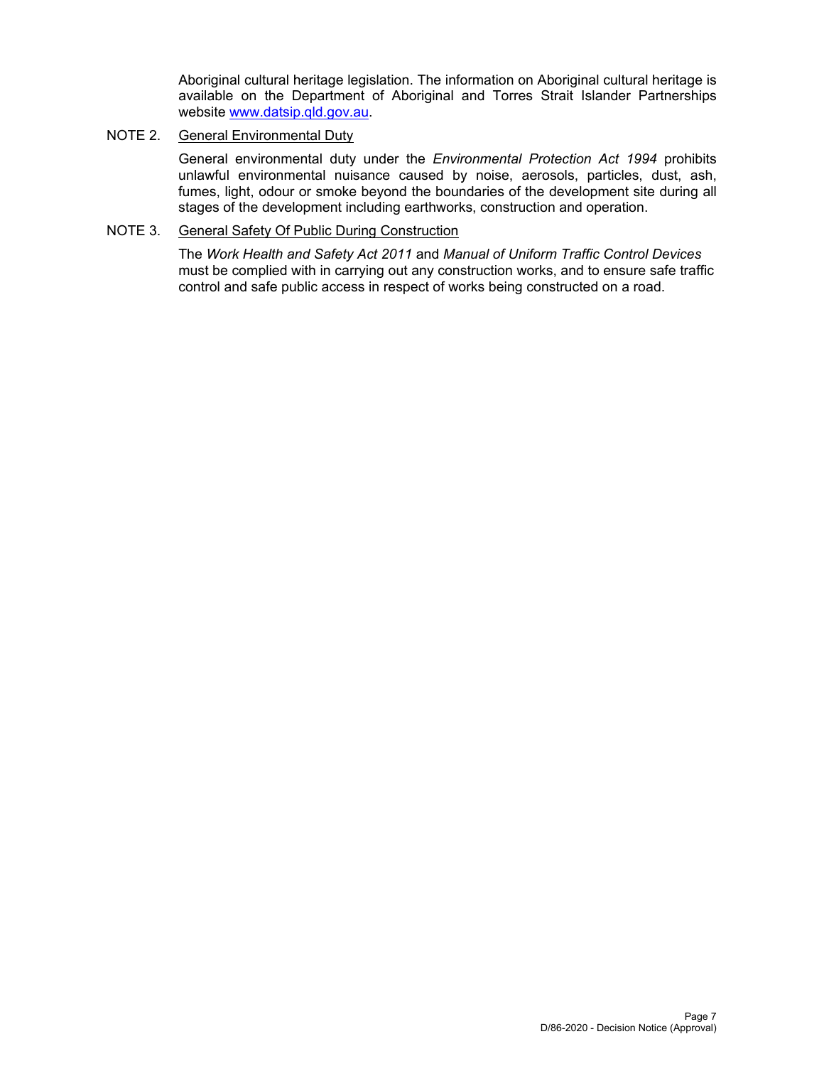Aboriginal cultural heritage legislation. The information on Aboriginal cultural heritage is available on the Department of Aboriginal and Torres Strait Islander Partnerships website [www.datsip.qld.gov.au](http://www.datsip.qld.gov.au).

NOTE 2. General Environmental Duty

General environmental duty under the *Environmental Protection Act 1994* prohibits unlawful environmental nuisance caused by noise, aerosols, particles, dust, ash, fumes, light, odour or smoke beyond the boundaries of the development site during all stages of the development including earthworks, construction and operation.

NOTE 3. General Safety Of Public During Construction

The *Work Health and Safety Act 2011* and *Manual of Uniform Traffic Control Devices* must be complied with in carrying out any construction works, and to ensure safe traffic control and safe public access in respect of works being constructed on a road.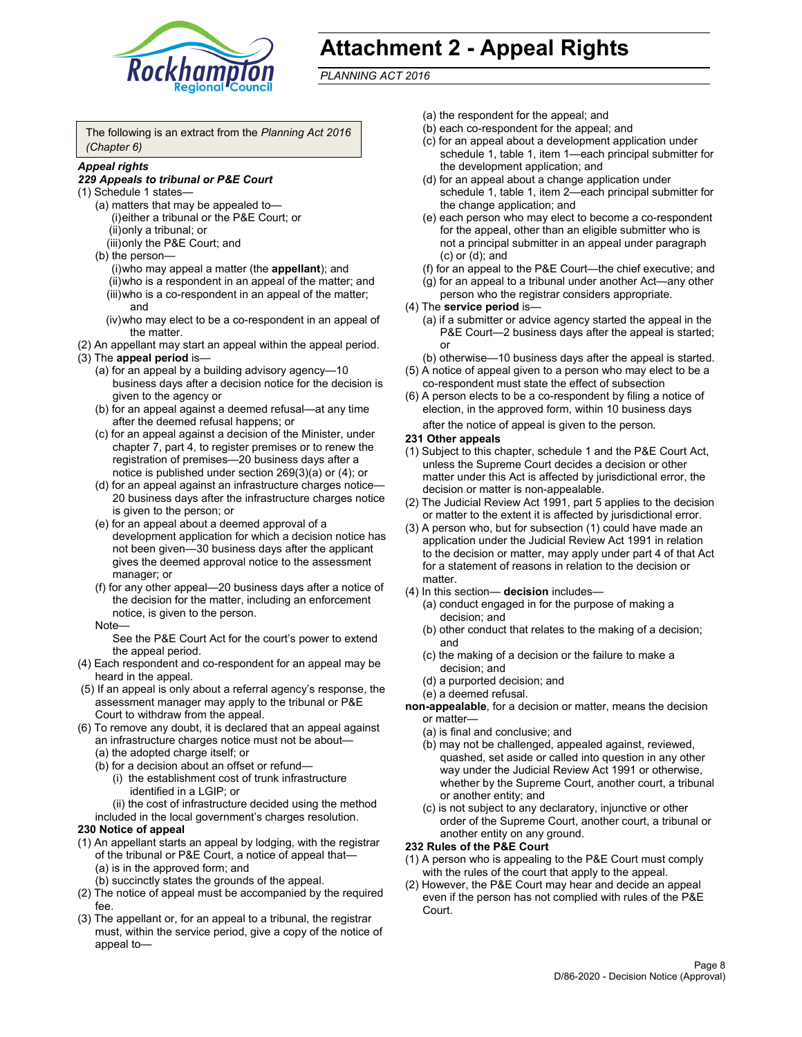# Attachment 2 - Appeal Rights

*PLANNING ACT 2016*

The following is an extract from the *Planning Act 2016 (Chapter 6)*

***Appeal rights***

***229 Appeals to tribunal or P&E Court***

(1) Schedule 1 states—
- (a) matters that may be appealed to—
  - (i) either a tribunal or the P&E Court; or
  - (ii) only a tribunal; or
  - (iii) only the P&E Court; and
- (b) the person—
  - (i) who may appeal a matter (the **appellant**); and
  - (ii) who is a respondent in an appeal of the matter; and
  - (iii) who is a co-respondent in an appeal of the matter; and
  - (iv) who may elect to be a co-respondent in an appeal of the matter.

(2) An appellant may start an appeal within the appeal period.

(3) The **appeal period** is—
- (a) for an appeal by a building advisory agency—10 business days after a decision notice for the decision is given to the agency or
- (b) for an appeal against a deemed refusal—at any time after the deemed refusal happens; or
- (c) for an appeal against a decision of the Minister, under chapter 7, part 4, to register premises or to renew the registration of premises—20 business days after a notice is published under section 269(3)(a) or (4); or
- (d) for an appeal against an infrastructure charges notice—20 business days after the infrastructure charges notice is given to the person; or
- (e) for an appeal about a deemed approval of a development application for which a decision notice has not been given—30 business days after the applicant gives the deemed approval notice to the assessment manager; or
- (f) for any other appeal—20 business days after a notice of the decision for the matter, including an enforcement notice, is given to the person.

Note—

See the P&E Court Act for the court's power to extend the appeal period.

(4) Each respondent and co-respondent for an appeal may be heard in the appeal.

(5) If an appeal is only about a referral agency's response, the assessment manager may apply to the tribunal or P&E Court to withdraw from the appeal.

(6) To remove any doubt, it is declared that an appeal against an infrastructure charges notice must not be about—
- (a) the adopted charge itself; or
- (b) for a decision about an offset or refund—
  - (i) the establishment cost of trunk infrastructure identified in a LGIP; or
  - (ii) the cost of infrastructure decided using the method included in the local government's charges resolution.

**230 Notice of appeal**

(1) An appellant starts an appeal by lodging, with the registrar of the tribunal or P&E Court, a notice of appeal that—
- (a) is in the approved form; and
- (b) succinctly states the grounds of the appeal.

(2) The notice of appeal must be accompanied by the required fee.

(3) The appellant or, for an appeal to a tribunal, the registrar must, within the service period, give a copy of the notice of appeal to—
- (a) the respondent for the appeal; and
- (b) each co-respondent for the appeal; and
- (c) for an appeal about a development application under schedule 1, table 1, item 1—each principal submitter for the development application; and
- (d) for an appeal about a change application under schedule 1, table 1, item 2—each principal submitter for the change application; and
- (e) each person who may elect to become a co-respondent for the appeal, other than an eligible submitter who is not a principal submitter in an appeal under paragraph (c) or (d); and
- (f) for an appeal to the P&E Court—the chief executive; and
- (g) for an appeal to a tribunal under another Act—any other person who the registrar considers appropriate.

(4) The **service period** is—
- (a) if a submitter or advice agency started the appeal in the P&E Court—2 business days after the appeal is started; or
- (b) otherwise—10 business days after the appeal is started.

(5) A notice of appeal given to a person who may elect to be a co-respondent must state the effect of subsection

(6) A person elects to be a co-respondent by filing a notice of election, in the approved form, within 10 business days after the notice of appeal is given to the person.

**231 Other appeals**

(1) Subject to this chapter, schedule 1 and the P&E Court Act, unless the Supreme Court decides a decision or other matter under this Act is affected by jurisdictional error, the decision or matter is non-appealable.

(2) The Judicial Review Act 1991, part 5 applies to the decision or matter to the extent it is affected by jurisdictional error.

(3) A person who, but for subsection (1) could have made an application under the Judicial Review Act 1991 in relation to the decision or matter, may apply under part 4 of that Act for a statement of reasons in relation to the decision or matter.

(4) In this section— **decision** includes—
- (a) conduct engaged in for the purpose of making a decision; and
- (b) other conduct that relates to the making of a decision; and
- (c) the making of a decision or the failure to make a decision; and
- (d) a purported decision; and
- (e) a deemed refusal.

**non-appealable**, for a decision or matter, means the decision or matter—
- (a) is final and conclusive; and
- (b) may not be challenged, appealed against, reviewed, quashed, set aside or called into question in any other way under the Judicial Review Act 1991 or otherwise, whether by the Supreme Court, another court, a tribunal or another entity; and
- (c) is not subject to any declaratory, injunctive or other order of the Supreme Court, another court, a tribunal or another entity on any ground.

**232 Rules of the P&E Court**

(1) A person who is appealing to the P&E Court must comply with the rules of the court that apply to the appeal.

(2) However, the P&E Court may hear and decide an appeal even if the person has not complied with rules of the P&E Court.

D/86-2020 - Decision Notice (Approval)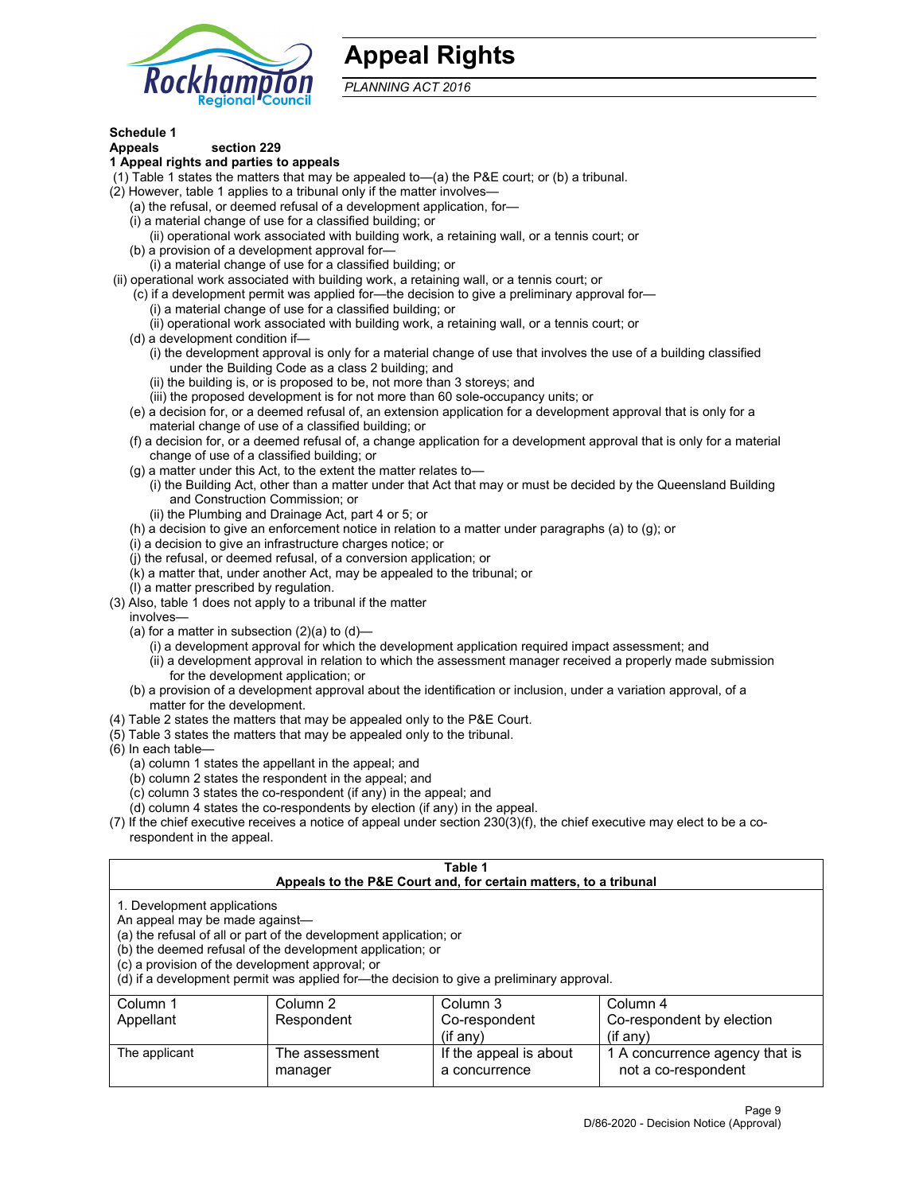# Appeal Rights

*PLANNING ACT 2016*

**Schedule 1**
**Appeals section 229**
**1 Appeal rights and parties to appeals**

(1) Table 1 states the matters that may be appealed to—(a) the P&E court; or (b) a tribunal.
(2) However, table 1 applies to a tribunal only if the matter involves—
  (a) the refusal, or deemed refusal of a development application, for—
  (i) a material change of use for a classified building; or
    (ii) operational work associated with building work, a retaining wall, or a tennis court; or
  (b) a provision of a development approval for—
    (i) a material change of use for a classified building; or
(ii) operational work associated with building work, a retaining wall, or a tennis court; or
  (c) if a development permit was applied for—the decision to give a preliminary approval for—
    (i) a material change of use for a classified building; or
    (ii) operational work associated with building work, a retaining wall, or a tennis court; or
  (d) a development condition if—
    (i) the development approval is only for a material change of use that involves the use of a building classified under the Building Code as a class 2 building; and
    (ii) the building is, or is proposed to be, not more than 3 storeys; and
    (iii) the proposed development is for not more than 60 sole-occupancy units; or
  (e) a decision for, or a deemed refusal of, an extension application for a development approval that is only for a material change of use of a classified building; or
  (f) a decision for, or a deemed refusal of, a change application for a development approval that is only for a material change of use of a classified building; or
  (g) a matter under this Act, to the extent the matter relates to—
    (i) the Building Act, other than a matter under that Act that may or must be decided by the Queensland Building and Construction Commission; or
    (ii) the Plumbing and Drainage Act, part 4 or 5; or
  (h) a decision to give an enforcement notice in relation to a matter under paragraphs (a) to (g); or
  (i) a decision to give an infrastructure charges notice; or
  (j) the refusal, or deemed refusal, of a conversion application; or
  (k) a matter that, under another Act, may be appealed to the tribunal; or
  (l) a matter prescribed by regulation.
(3) Also, table 1 does not apply to a tribunal if the matter involves—
  (a) for a matter in subsection (2)(a) to (d)—
    (i) a development approval for which the development application required impact assessment; and
    (ii) a development approval in relation to which the assessment manager received a properly made submission for the development application; or
  (b) a provision of a development approval about the identification or inclusion, under a variation approval, of a matter for the development.
(4) Table 2 states the matters that may be appealed only to the P&E Court.
(5) Table 3 states the matters that may be appealed only to the tribunal.
(6) In each table—
  (a) column 1 states the appellant in the appeal; and
  (b) column 2 states the respondent in the appeal; and
  (c) column 3 states the co-respondent (if any) in the appeal; and
  (d) column 4 states the co-respondents by election (if any) in the appeal.
(7) If the chief executive receives a notice of appeal under section 230(3)(f), the chief executive may elect to be a co-respondent in the appeal.

**Table 1**
**Appeals to the P&E Court and, for certain matters, to a tribunal**

1. Development applications
An appeal may be made against—
(a) the refusal of all or part of the development application; or
(b) the deemed refusal of the development application; or
(c) a provision of the development approval; or
(d) if a development permit was applied for—the decision to give a preliminary approval.

| Column 1<br>Appellant | Column 2<br>Respondent | Column 3<br>Co-respondent<br>(if any) | Column 4<br>Co-respondent by election<br>(if any) |
|---|---|---|---|
| The applicant | The assessment manager | If the appeal is about a concurrence | 1 A concurrence agency that is not a co-respondent |

D/86-2020 - Decision Notice (Approval)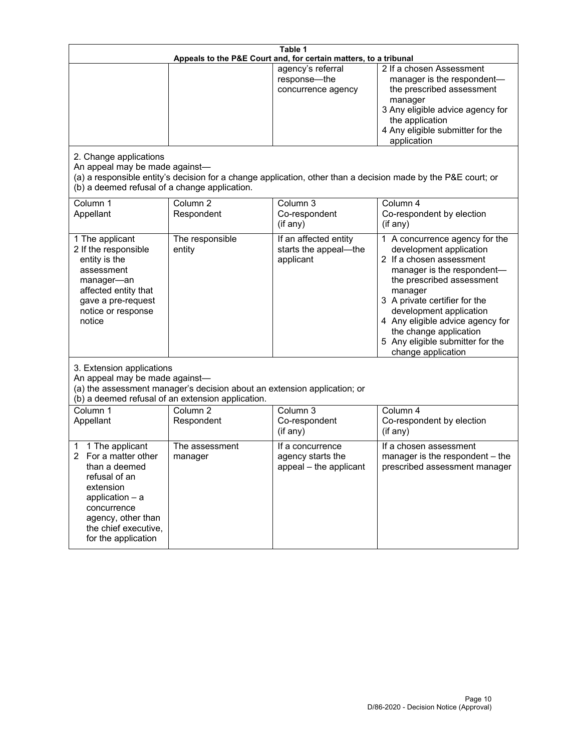**Table 1**
**Appeals to the P&E Court and, for certain matters, to a tribunal**

| | | | |
|---|---|---|---|
| | | agency's referral response—the concurrence agency | 2 If a chosen Assessment manager is the respondent—the prescribed assessment manager<br>3 Any eligible advice agency for the application<br>4 Any eligible submitter for the application |

2. Change applications
An appeal may be made against—
(a) a responsible entity's decision for a change application, other than a decision made by the P&E court; or
(b) a deemed refusal of a change application.

| Column 1<br>Appellant | Column 2<br>Respondent | Column 3<br>Co-respondent<br>(if any) | Column 4<br>Co-respondent by election<br>(if any) |
|---|---|---|---|
| 1 The applicant<br>2 If the responsible entity is the assessment manager—an affected entity that gave a pre-request notice or response notice | The responsible entity | If an affected entity starts the appeal—the applicant | 1 A concurrence agency for the development application<br>2 If a chosen assessment manager is the respondent—the prescribed assessment manager<br>3 A private certifier for the development application<br>4 Any eligible advice agency for the change application<br>5 Any eligible submitter for the change application |

3. Extension applications
An appeal may be made against—
(a) the assessment manager's decision about an extension application; or
(b) a deemed refusal of an extension application.

| Column 1<br>Appellant | Column 2<br>Respondent | Column 3<br>Co-respondent<br>(if any) | Column 4<br>Co-respondent by election<br>(if any) |
|---|---|---|---|
| 1 1 The applicant<br>2 For a matter other than a deemed refusal of an extension application – a concurrence agency, other than the chief executive, for the application | The assessment manager | If a concurrence agency starts the appeal – the applicant | If a chosen assessment manager is the respondent – the prescribed assessment manager |

D/86-2020 - Decision Notice (Approval)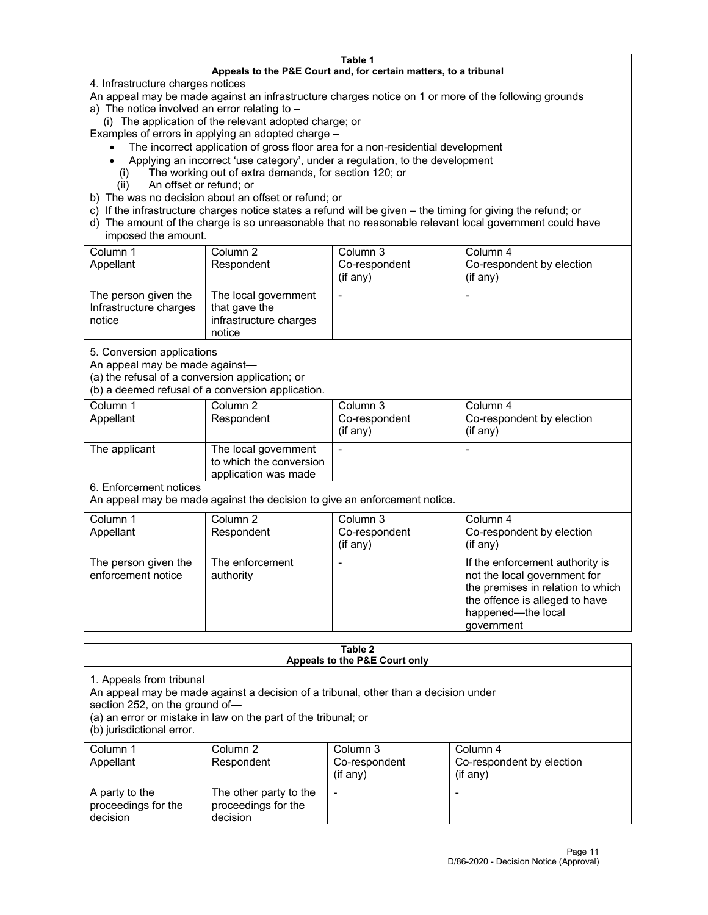**Table 1**
**Appeals to the P&E Court and, for certain matters, to a tribunal**

4. Infrastructure charges notices

An appeal may be made against an infrastructure charges notice on 1 or more of the following grounds

a) The notice involved an error relating to –
   (i) The application of the relevant adopted charge; or

Examples of errors in applying an adopted charge –

- The incorrect application of gross floor area for a non-residential development
- Applying an incorrect 'use category', under a regulation, to the development
   (i) The working out of extra demands, for section 120; or
   (ii) An offset or refund; or

b) The was no decision about an offset or refund; or
c) If the infrastructure charges notice states a refund will be given – the timing for giving the refund; or
d) The amount of the charge is so unreasonable that no reasonable relevant local government could have imposed the amount.

| Column 1 Appellant | Column 2 Respondent | Column 3 Co-respondent (if any) | Column 4 Co-respondent by election (if any) |
|---|---|---|---|
| The person given the Infrastructure charges notice | The local government that gave the infrastructure charges notice | - | - |

5. Conversion applications

An appeal may be made against—
(a) the refusal of a conversion application; or
(b) a deemed refusal of a conversion application.

| Column 1 Appellant | Column 2 Respondent | Column 3 Co-respondent (if any) | Column 4 Co-respondent by election (if any) |
|---|---|---|---|
| The applicant | The local government to which the conversion application was made | - | - |

6. Enforcement notices

An appeal may be made against the decision to give an enforcement notice.

| Column 1 Appellant | Column 2 Respondent | Column 3 Co-respondent (if any) | Column 4 Co-respondent by election (if any) |
|---|---|---|---|
| The person given the enforcement notice | The enforcement authority | - | If the enforcement authority is not the local government for the premises in relation to which the offence is alleged to have happened—the local government |

**Table 2**
**Appeals to the P&E Court only**

1. Appeals from tribunal

An appeal may be made against a decision of a tribunal, other than a decision under section 252, on the ground of—
(a) an error or mistake in law on the part of the tribunal; or
(b) jurisdictional error.

| Column 1 Appellant | Column 2 Respondent | Column 3 Co-respondent (if any) | Column 4 Co-respondent by election (if any) |
|---|---|---|---|
| A party to the proceedings for the decision | The other party to the proceedings for the decision | - | - |

D/86-2020 - Decision Notice (Approval)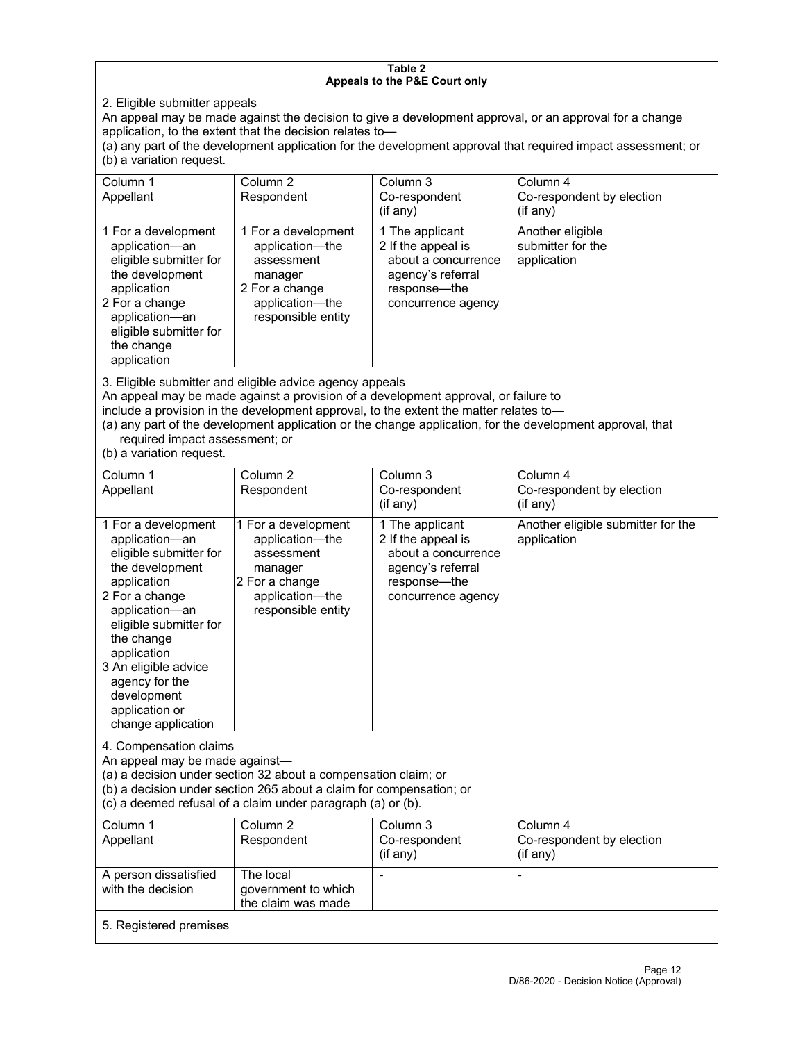**Table 2**
**Appeals to the P&E Court only**

2. Eligible submitter appeals

An appeal may be made against the decision to give a development approval, or an approval for a change application, to the extent that the decision relates to—

(a) any part of the development application for the development approval that required impact assessment; or

(b) a variation request.

| Column 1<br>Appellant | Column 2<br>Respondent | Column 3<br>Co-respondent<br>(if any) | Column 4<br>Co-respondent by election<br>(if any) |
|---|---|---|---|
| 1 For a development application—an eligible submitter for the development application<br>2 For a change application—an eligible submitter for the change application | 1 For a development application—the assessment manager<br>2 For a change application—the responsible entity | 1 The applicant<br>2 If the appeal is about a concurrence agency's referral response—the concurrence agency | Another eligible submitter for the application |

3. Eligible submitter and eligible advice agency appeals

An appeal may be made against a provision of a development approval, or failure to include a provision in the development approval, to the extent the matter relates to—

(a) any part of the development application or the change application, for the development approval, that required impact assessment; or

(b) a variation request.

| Column 1<br>Appellant | Column 2<br>Respondent | Column 3<br>Co-respondent<br>(if any) | Column 4<br>Co-respondent by election<br>(if any) |
|---|---|---|---|
| 1 For a development application—an eligible submitter for the development application<br>2 For a change application—an eligible submitter for the change application<br>3 An eligible advice agency for the development application or change application | 1 For a development application—the assessment manager<br>2 For a change application—the responsible entity | 1 The applicant<br>2 If the appeal is about a concurrence agency's referral response—the concurrence agency | Another eligible submitter for the application |

4. Compensation claims

An appeal may be made against—

(a) a decision under section 32 about a compensation claim; or

(b) a decision under section 265 about a claim for compensation; or

(c) a deemed refusal of a claim under paragraph (a) or (b).

| Column 1<br>Appellant | Column 2<br>Respondent | Column 3<br>Co-respondent<br>(if any) | Column 4<br>Co-respondent by election<br>(if any) |
|---|---|---|---|
| A person dissatisfied with the decision | The local government to which the claim was made | - | - |

5. Registered premises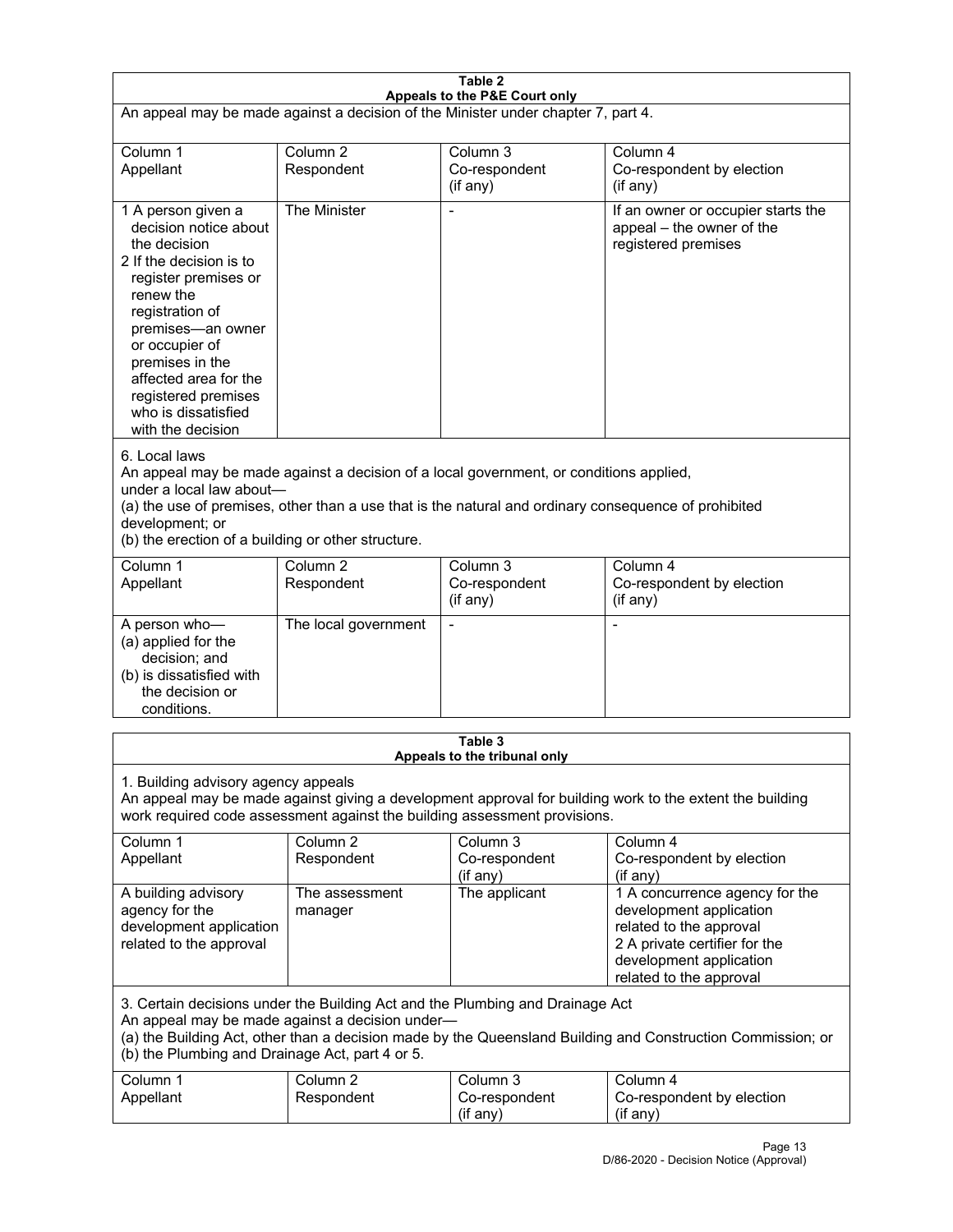**Table 2**
**Appeals to the P&E Court only**

An appeal may be made against a decision of the Minister under chapter 7, part 4.

| Column 1<br>Appellant | Column 2<br>Respondent | Column 3<br>Co-respondent<br>(if any) | Column 4<br>Co-respondent by election<br>(if any) |
|---|---|---|---|
| 1 A person given a decision notice about the decision<br>2 If the decision is to register premises or renew the registration of premises—an owner or occupier of premises in the affected area for the registered premises who is dissatisfied with the decision | The Minister | - | If an owner or occupier starts the appeal – the owner of the registered premises |

6. Local laws

An appeal may be made against a decision of a local government, or conditions applied, under a local law about—

(a) the use of premises, other than a use that is the natural and ordinary consequence of prohibited development; or

(b) the erection of a building or other structure.

| Column 1<br>Appellant | Column 2<br>Respondent | Column 3<br>Co-respondent<br>(if any) | Column 4<br>Co-respondent by election<br>(if any) |
|---|---|---|---|
| A person who—<br>(a) applied for the decision; and<br>(b) is dissatisfied with the decision or conditions. | The local government | - | - |

**Table 3**
**Appeals to the tribunal only**

1. Building advisory agency appeals

An appeal may be made against giving a development approval for building work to the extent the building work required code assessment against the building assessment provisions.

| Column 1<br>Appellant | Column 2<br>Respondent | Column 3<br>Co-respondent<br>(if any) | Column 4<br>Co-respondent by election<br>(if any) |
|---|---|---|---|
| A building advisory agency for the development application related to the approval | The assessment manager | The applicant | 1 A concurrence agency for the development application related to the approval<br>2 A private certifier for the development application related to the approval |

3. Certain decisions under the Building Act and the Plumbing and Drainage Act

An appeal may be made against a decision under—

(a) the Building Act, other than a decision made by the Queensland Building and Construction Commission; or

(b) the Plumbing and Drainage Act, part 4 or 5.

| Column 1<br>Appellant | Column 2<br>Respondent | Column 3<br>Co-respondent<br>(if any) | Column 4<br>Co-respondent by election<br>(if any) |
|---|---|---|---|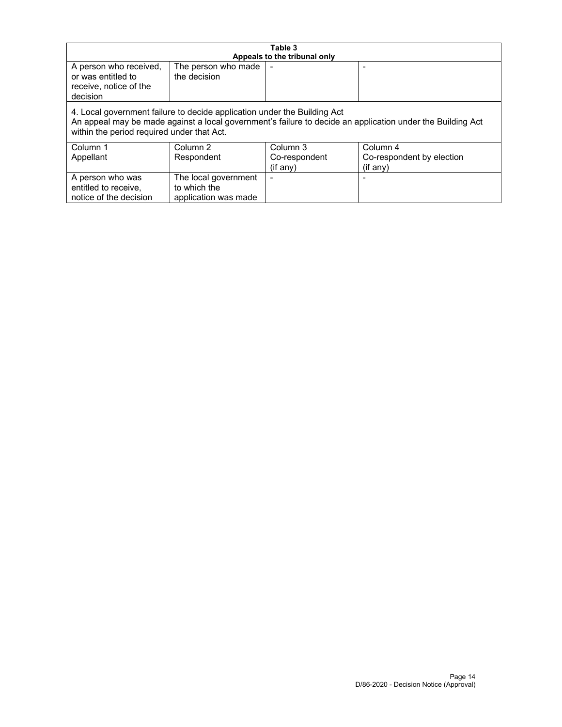| Table 3<br>Appeals to the tribunal only | | | |
|---|---|---|---|
| A person who received, or was entitled to receive, notice of the decision | The person who made the decision | - | - |

4. Local government failure to decide application under the Building Act
An appeal may be made against a local government's failure to decide an application under the Building Act within the period required under that Act.

| Column 1<br>Appellant | Column 2<br>Respondent | Column 3<br>Co-respondent<br>(if any) | Column 4<br>Co-respondent by election<br>(if any) |
|---|---|---|---|
| A person who was entitled to receive, notice of the decision | The local government to which the application was made | - | - |